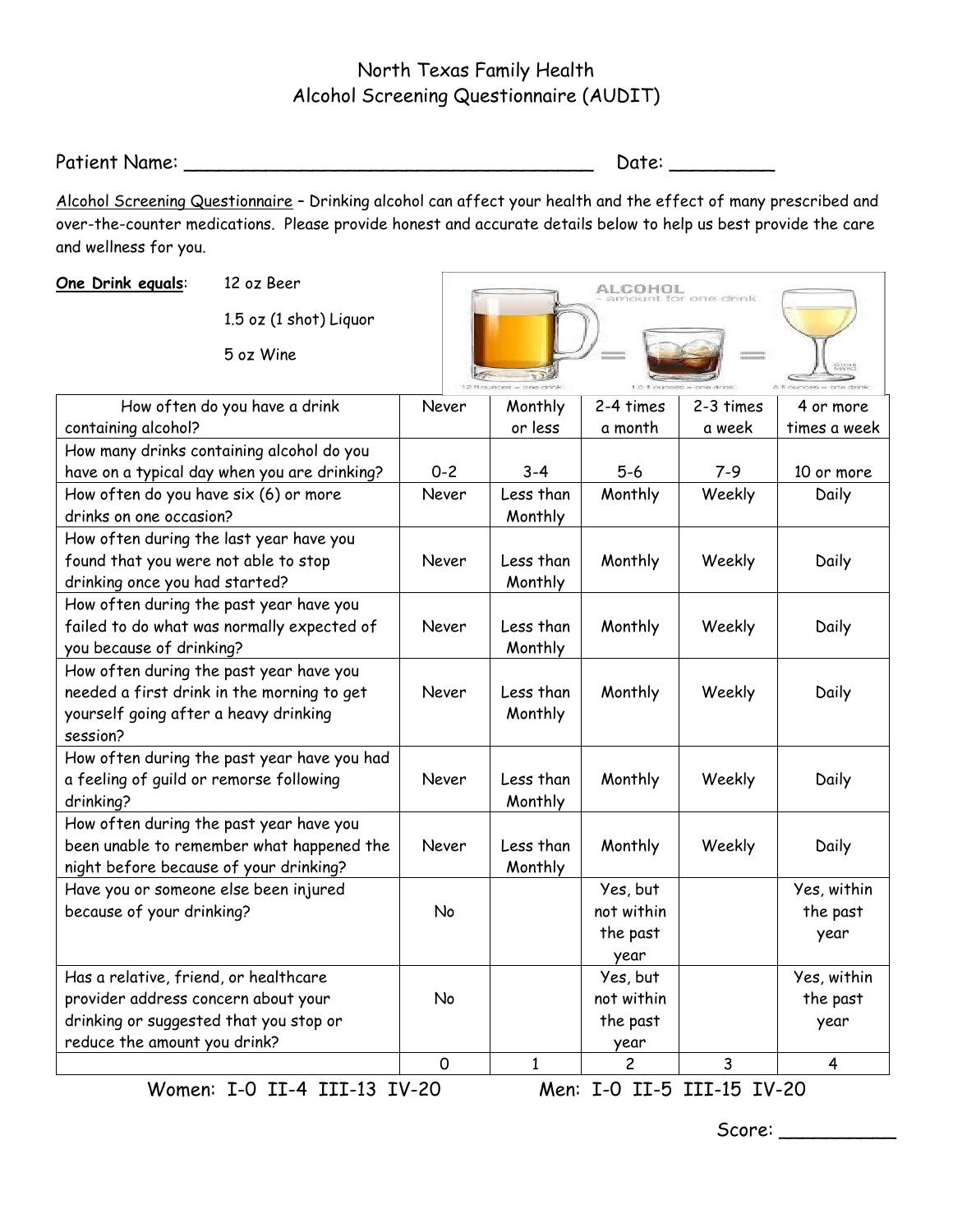# North Texas Family Health
## Alcohol Screening Questionnaire (AUDIT)

Patient Name: ___________________________________ Date: _________

Alcohol Screening Questionnaire – Drinking alcohol can affect your health and the effect of many prescribed and over-the-counter medications. Please provide honest and accurate details below to help us best provide the care and wellness for you.

**One Drink equals**: 12 oz Beer

1.5 oz (1 shot) Liquor

5 oz Wine

| | | | | | |
|---|---|---|---|---|---|
| How often do you have a drink containing alcohol? | Never | Monthly or less | 2-4 times a month | 2-3 times a week | 4 or more times a week |
| How many drinks containing alcohol do you have on a typical day when you are drinking? | 0-2 | 3-4 | 5-6 | 7-9 | 10 or more |
| How often do you have six (6) or more drinks on one occasion? | Never | Less than Monthly | Monthly | Weekly | Daily |
| How often during the last year have you found that you were not able to stop drinking once you had started? | Never | Less than Monthly | Monthly | Weekly | Daily |
| How often during the past year have you failed to do what was normally expected of you because of drinking? | Never | Less than Monthly | Monthly | Weekly | Daily |
| How often during the past year have you needed a first drink in the morning to get yourself going after a heavy drinking session? | Never | Less than Monthly | Monthly | Weekly | Daily |
| How often during the past year have you had a feeling of guild or remorse following drinking? | Never | Less than Monthly | Monthly | Weekly | Daily |
| How often during the past year have you been unable to remember what happened the night before because of your drinking? | Never | Less than Monthly | Monthly | Weekly | Daily |
| Have you or someone else been injured because of your drinking? | No | | Yes, but not within the past year | | Yes, within the past year |
| Has a relative, friend, or healthcare provider address concern about your drinking or suggested that you stop or reduce the amount you drink? | No | | Yes, but not within the past year | | Yes, within the past year |
| | 0 | 1 | 2 | 3 | 4 |

Women: I-0 II-4 III-13 IV-20 Men: I-0 II-5 III-15 IV-20

Score: __________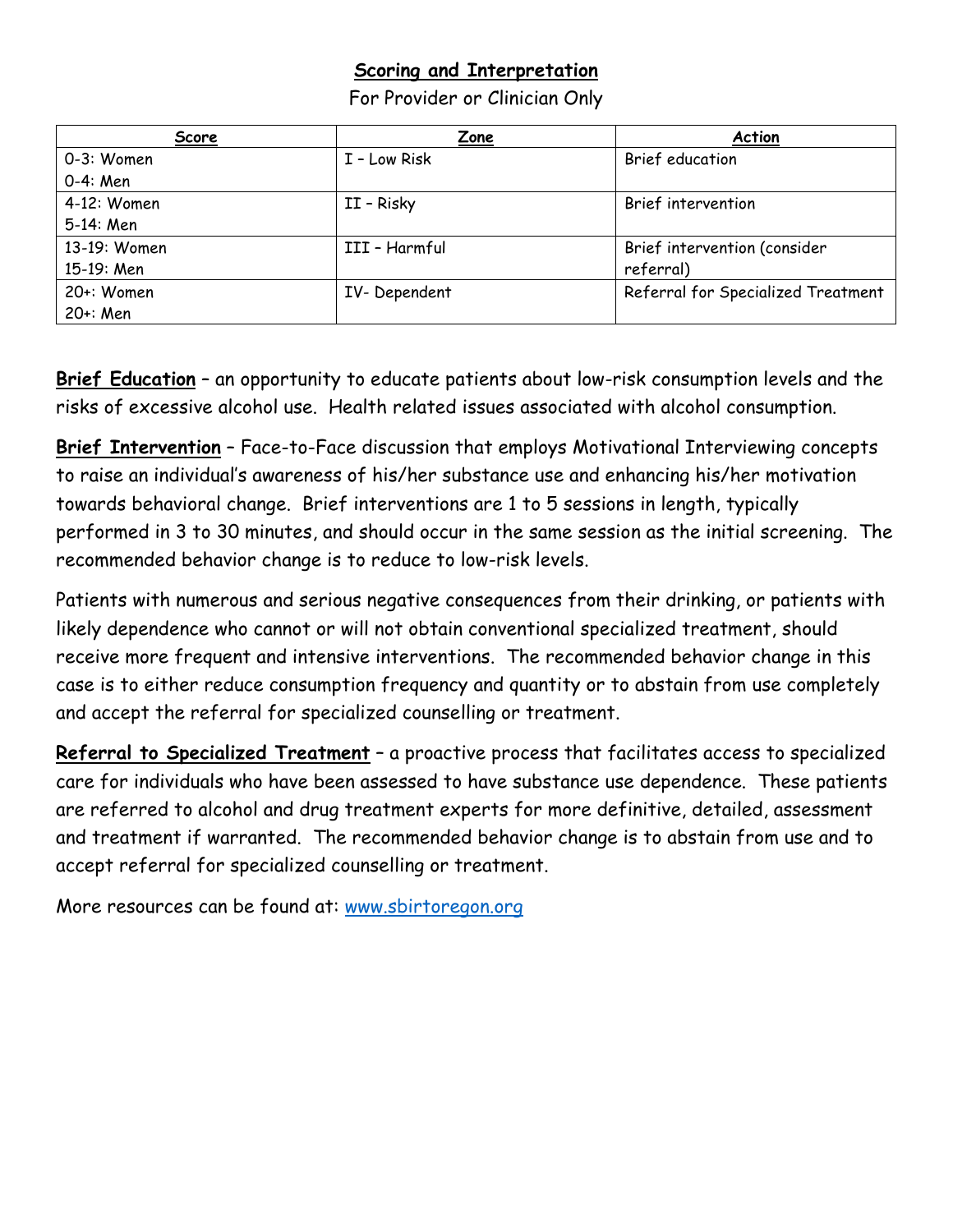## Scoring and Interpretation

For Provider or Clinician Only

| Score | Zone | Action |
|---|---|---|
| 0-3: Women<br>0-4: Men | I – Low Risk | Brief education |
| 4-12: Women<br>5-14: Men | II – Risky | Brief intervention |
| 13-19: Women<br>15-19: Men | III – Harmful | Brief intervention (consider referral) |
| 20+: Women<br>20+: Men | IV- Dependent | Referral for Specialized Treatment |

**Brief Education** – an opportunity to educate patients about low-risk consumption levels and the risks of excessive alcohol use. Health related issues associated with alcohol consumption.

**Brief Intervention** – Face-to-Face discussion that employs Motivational Interviewing concepts to raise an individual's awareness of his/her substance use and enhancing his/her motivation towards behavioral change. Brief interventions are 1 to 5 sessions in length, typically performed in 3 to 30 minutes, and should occur in the same session as the initial screening. The recommended behavior change is to reduce to low-risk levels.

Patients with numerous and serious negative consequences from their drinking, or patients with likely dependence who cannot or will not obtain conventional specialized treatment, should receive more frequent and intensive interventions. The recommended behavior change in this case is to either reduce consumption frequency and quantity or to abstain from use completely and accept the referral for specialized counselling or treatment.

**Referral to Specialized Treatment** – a proactive process that facilitates access to specialized care for individuals who have been assessed to have substance use dependence. These patients are referred to alcohol and drug treatment experts for more definitive, detailed, assessment and treatment if warranted. The recommended behavior change is to abstain from use and to accept referral for specialized counselling or treatment.

More resources can be found at: [www.sbirtoregon.org](http://www.sbirtoregon.org)